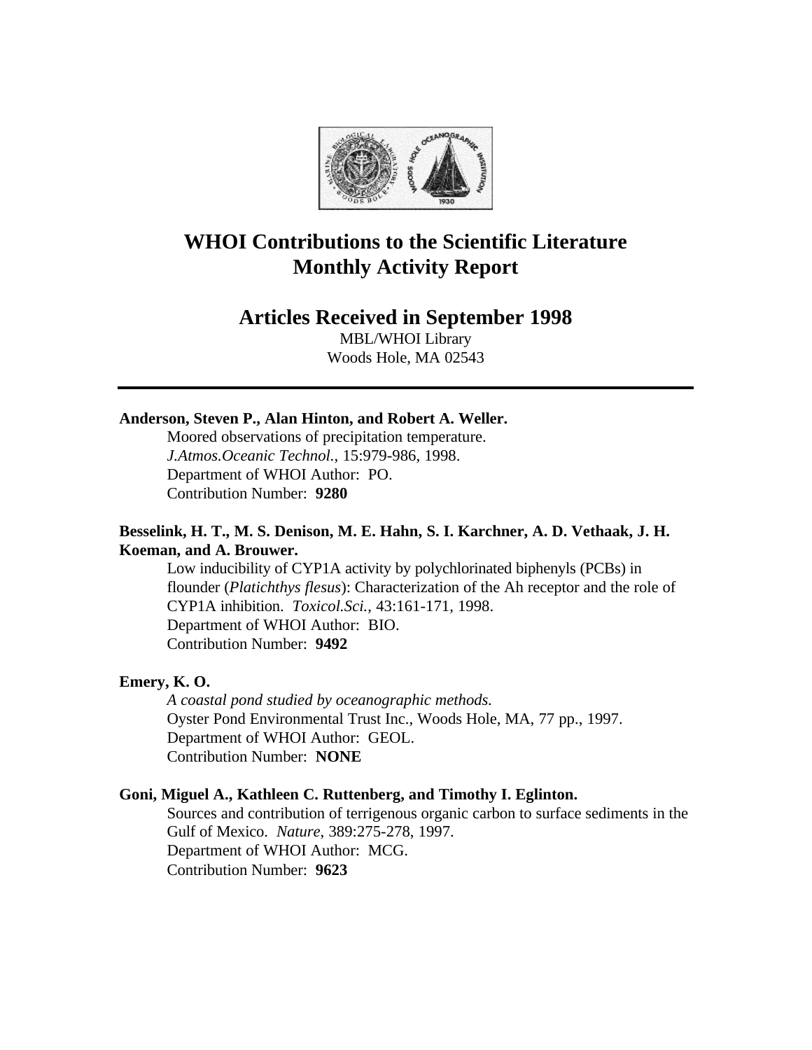# WHOI Contributions to the Scientific Literature
# Monthly Activity Report

## Articles Received in September 1998

MBL/WHOI Library
Woods Hole, MA 02543

---

**Anderson, Steven P., Alan Hinton, and Robert A. Weller.**
Moored observations of precipitation temperature.
*J.Atmos.Oceanic Technol.*, 15:979-986, 1998.
Department of WHOI Author: PO.
Contribution Number: **9280**

**Besselink, H. T., M. S. Denison, M. E. Hahn, S. I. Karchner, A. D. Vethaak, J. H. Koeman, and A. Brouwer.**
Low inducibility of CYP1A activity by polychlorinated biphenyls (PCBs) in flounder (*Platichthys flesus*): Characterization of the Ah receptor and the role of CYP1A inhibition. *Toxicol.Sci.*, 43:161-171, 1998.
Department of WHOI Author: BIO.
Contribution Number: **9492**

**Emery, K. O.**
*A coastal pond studied by oceanographic methods.*
Oyster Pond Environmental Trust Inc., Woods Hole, MA, 77 pp., 1997.
Department of WHOI Author: GEOL.
Contribution Number: **NONE**

**Goni, Miguel A., Kathleen C. Ruttenberg, and Timothy I. Eglinton.**
Sources and contribution of terrigenous organic carbon to surface sediments in the Gulf of Mexico. *Nature*, 389:275-278, 1997.
Department of WHOI Author: MCG.
Contribution Number: **9623**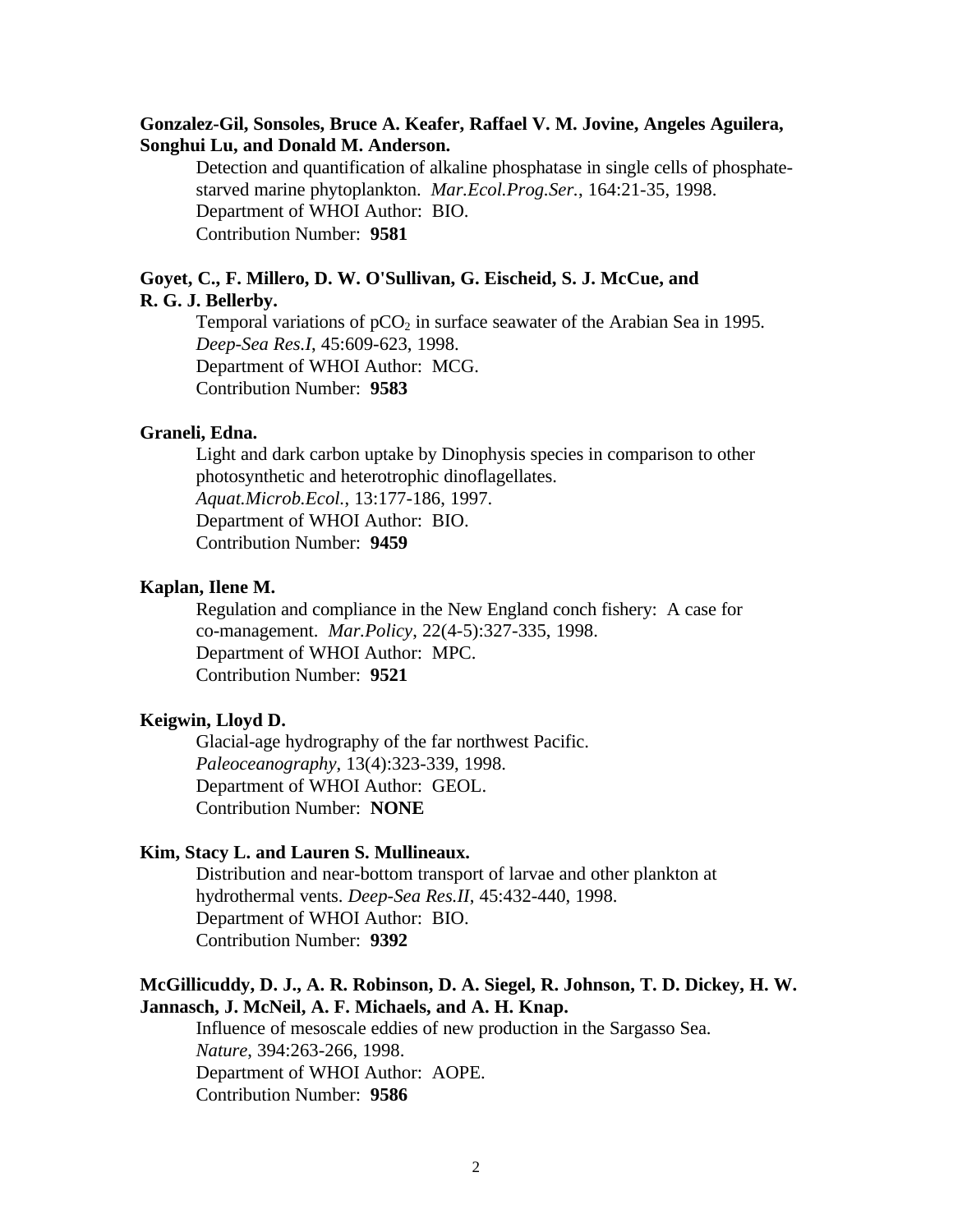**Gonzalez-Gil, Sonsoles, Bruce A. Keafer, Raffael V. M. Jovine, Angeles Aguilera, Songhui Lu, and Donald M. Anderson.**

Detection and quantification of alkaline phosphatase in single cells of phosphate-starved marine phytoplankton. *Mar.Ecol.Prog.Ser.*, 164:21-35, 1998.
Department of WHOI Author: BIO.
Contribution Number: **9581**

**Goyet, C., F. Millero, D. W. O'Sullivan, G. Eischeid, S. J. McCue, and R. G. J. Bellerby.**

Temporal variations of $pCO_2$ in surface seawater of the Arabian Sea in 1995. *Deep-Sea Res.I*, 45:609-623, 1998.
Department of WHOI Author: MCG.
Contribution Number: **9583**

**Graneli, Edna.**

Light and dark carbon uptake by Dinophysis species in comparison to other photosynthetic and heterotrophic dinoflagellates.
*Aquat.Microb.Ecol.*, 13:177-186, 1997.
Department of WHOI Author: BIO.
Contribution Number: **9459**

**Kaplan, Ilene M.**

Regulation and compliance in the New England conch fishery: A case for co-management. *Mar.Policy*, 22(4-5):327-335, 1998.
Department of WHOI Author: MPC.
Contribution Number: **9521**

**Keigwin, Lloyd D.**

Glacial-age hydrography of the far northwest Pacific.
*Paleoceanography*, 13(4):323-339, 1998.
Department of WHOI Author: GEOL.
Contribution Number: **NONE**

**Kim, Stacy L. and Lauren S. Mullineaux.**

Distribution and near-bottom transport of larvae and other plankton at hydrothermal vents. *Deep-Sea Res.II*, 45:432-440, 1998.
Department of WHOI Author: BIO.
Contribution Number: **9392**

**McGillicuddy, D. J., A. R. Robinson, D. A. Siegel, R. Johnson, T. D. Dickey, H. W. Jannasch, J. McNeil, A. F. Michaels, and A. H. Knap.**

Influence of mesoscale eddies of new production in the Sargasso Sea.
*Nature*, 394:263-266, 1998.
Department of WHOI Author: AOPE.
Contribution Number: **9586**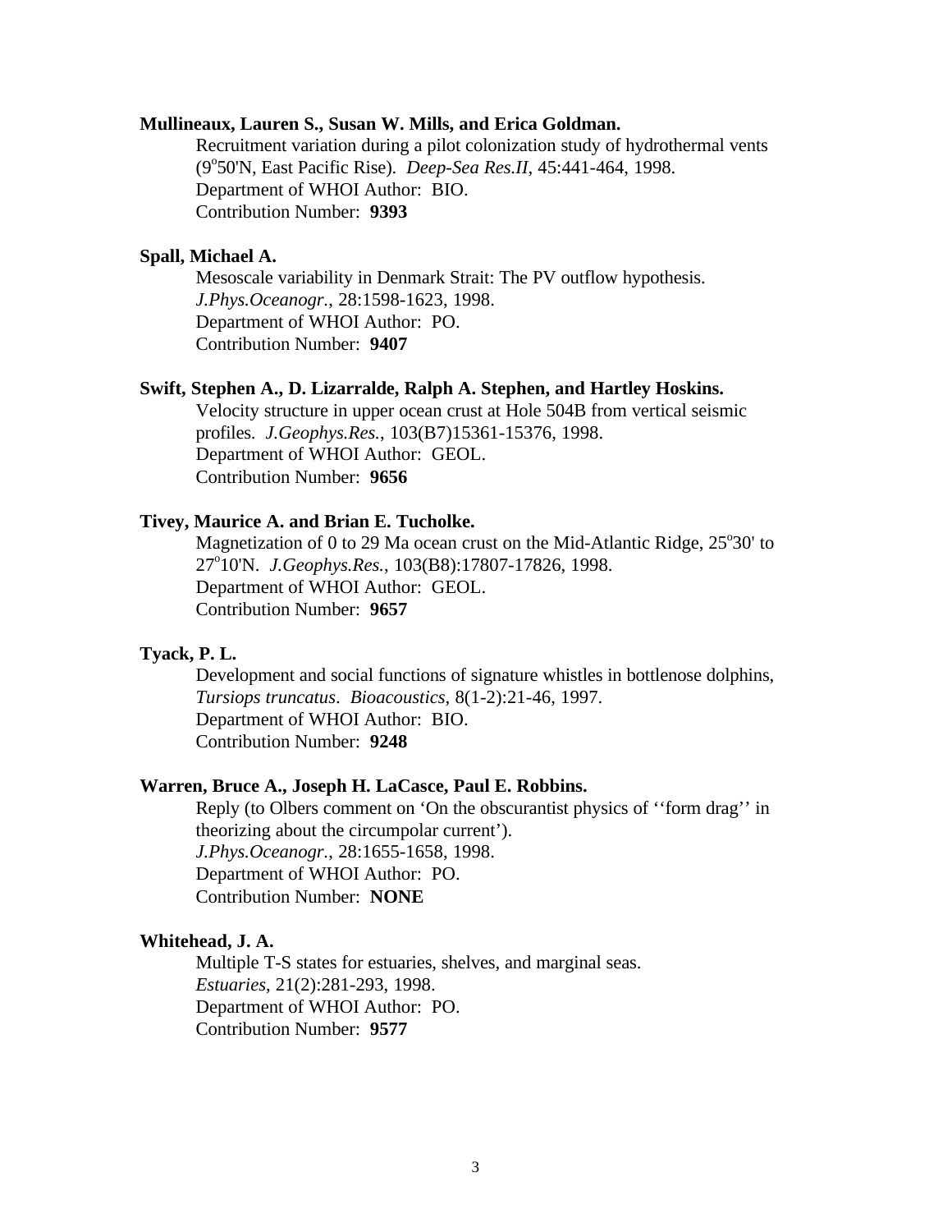**Mullineaux, Lauren S., Susan W. Mills, and Erica Goldman.**

Recruitment variation during a pilot colonization study of hydrothermal vents ($9^{o}$50'N, East Pacific Rise). *Deep-Sea Res.II*, 45:441-464, 1998.
Department of WHOI Author: BIO.
Contribution Number: **9393**

**Spall, Michael A.**

Mesoscale variability in Denmark Strait: The PV outflow hypothesis. *J.Phys.Oceanogr.*, 28:1598-1623, 1998.
Department of WHOI Author: PO.
Contribution Number: **9407**

**Swift, Stephen A., D. Lizarralde, Ralph A. Stephen, and Hartley Hoskins.**

Velocity structure in upper ocean crust at Hole 504B from vertical seismic profiles. *J.Geophys.Res.*, 103(B7)15361-15376, 1998.
Department of WHOI Author: GEOL.
Contribution Number: **9656**

**Tivey, Maurice A. and Brian E. Tucholke.**

Magnetization of 0 to 29 Ma ocean crust on the Mid-Atlantic Ridge, $25^{o}$30' to $27^{o}$10'N. *J.Geophys.Res.*, 103(B8):17807-17826, 1998.
Department of WHOI Author: GEOL.
Contribution Number: **9657**

**Tyack, P. L.**

Development and social functions of signature whistles in bottlenose dolphins, *Tursiops truncatus*. *Bioacoustics*, 8(1-2):21-46, 1997.
Department of WHOI Author: BIO.
Contribution Number: **9248**

**Warren, Bruce A., Joseph H. LaCasce, Paul E. Robbins.**

Reply (to Olbers comment on 'On the obscurantist physics of ''form drag'' in theorizing about the circumpolar current'). *J.Phys.Oceanogr.*, 28:1655-1658, 1998.
Department of WHOI Author: PO.
Contribution Number: **NONE**

**Whitehead, J. A.**

Multiple T-S states for estuaries, shelves, and marginal seas. *Estuaries*, 21(2):281-293, 1998.
Department of WHOI Author: PO.
Contribution Number: **9577**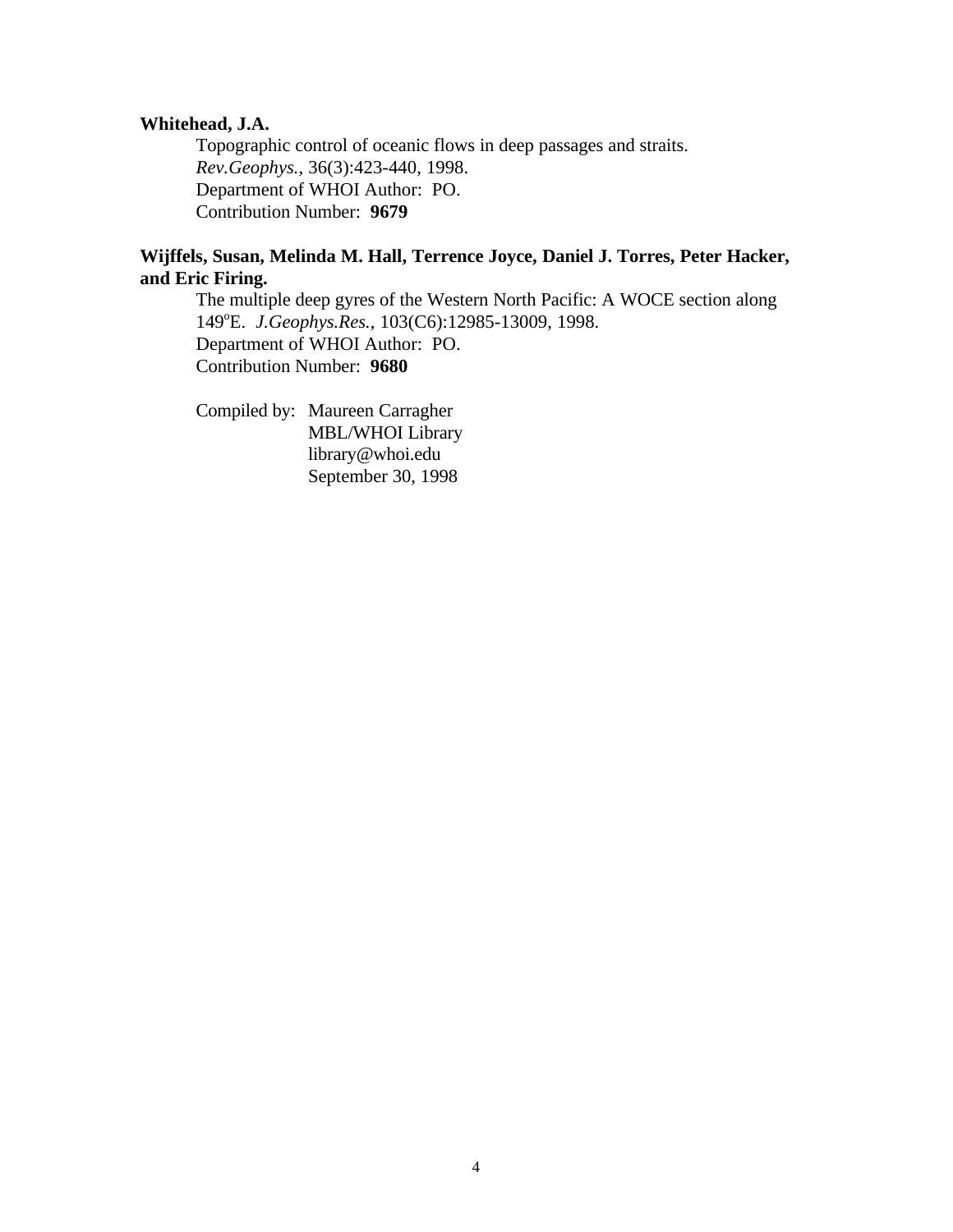**Whitehead, J.A.**

Topographic control of oceanic flows in deep passages and straits.
*Rev.Geophys.*, 36(3):423-440, 1998.
Department of WHOI Author: PO.
Contribution Number: **9679**

**Wijffels, Susan, Melinda M. Hall, Terrence Joyce, Daniel J. Torres, Peter Hacker, and Eric Firing.**

The multiple deep gyres of the Western North Pacific: A WOCE section along 149$^{o}$E. *J.Geophys.Res.*, 103(C6):12985-13009, 1998.
Department of WHOI Author: PO.
Contribution Number: **9680**

Compiled by: Maureen Carragher
MBL/WHOI Library
library@whoi.edu
September 30, 1998